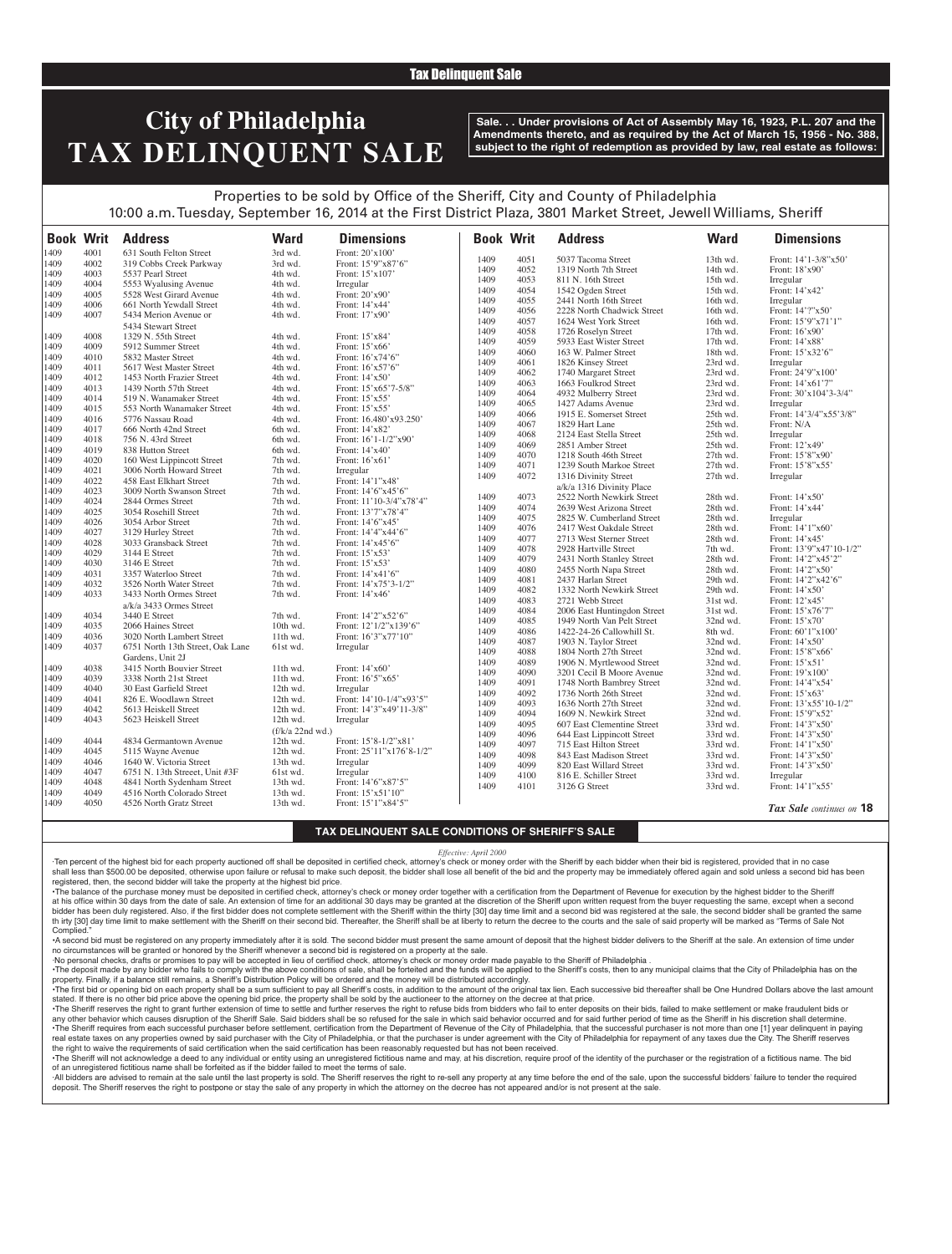Tax Delinquent Sale

# City of Philadelphia TAX DELINQUENT SALE

**Sale. . . Under provisions of Act of Assembly May 16, 1923, P.L. 207 and the Amendments thereto, and as required by the Act of March 15, 1956 - No. 388, subject to the right of redemption as provided by law, real estate as follows:**

Properties to be sold by Office of the Sheriff, City and County of Philadelphia
10:00 a.m. Tuesday, September 16, 2014 at the First District Plaza, 3801 Market Street, Jewell Williams, Sheriff

| Book | Writ | Address | Ward | Dimensions |
|---|---|---|---|---|
| 1409 | 4001 | 631 South Felton Street | 3rd wd. | Front: 20'x100' |
| 1409 | 4002 | 319 Cobbs Creek Parkway | 3rd wd. | Front: 15'9"x87'6" |
| 1409 | 4003 | 5537 Pearl Street | 4th wd. | Front: 15'x107' |
| 1409 | 4004 | 5553 Wyalusing Avenue | 4th wd. | Irregular |
| 1409 | 4005 | 5528 West Girard Avenue | 4th wd. | Front: 20'x90' |
| 1409 | 4006 | 661 North Yewdall Street | 4th wd. | Front: 14'x44' |
| 1409 | 4007 | 5434 Merion Avenue or 5434 Stewart Street | 4th wd. | Front: 17'x90' |
| 1409 | 4008 | 1329 N. 55th Street | 4th wd. | Front: 15'x84' |
| 1409 | 4009 | 5912 Summer Street | 4th wd. | Front: 15'x66' |
| 1409 | 4010 | 5832 Master Street | 4th wd. | Front: 16'x74'6" |
| 1409 | 4011 | 5617 West Master Street | 4th wd. | Front: 16'x57'6" |
| 1409 | 4012 | 1453 North Frazier Street | 4th wd. | Front: 14'x50' |
| 1409 | 4013 | 1439 North 57th Street | 4th wd. | Front: 15'x65'7-5/8" |
| 1409 | 4014 | 519 N. Wanamaker Street | 4th wd. | Front: 15'x55' |
| 1409 | 4015 | 553 North Wanamaker Street | 4th wd. | Front: 15'x55' |
| 1409 | 4016 | 5776 Nassau Road | 4th wd. | Front: 16.480'x93.250' |
| 1409 | 4017 | 666 North 42nd Street | 6th wd. | Front: 14'x82' |
| 1409 | 4018 | 756 N. 43rd Street | 6th wd. | Front: 16'1-1/2"x90' |
| 1409 | 4019 | 838 Hutton Street | 6th wd. | Front: 14'x40' |
| 1409 | 4020 | 160 West Lippincott Street | 7th wd. | Front: 16'x61' |
| 1409 | 4021 | 3006 North Howard Street | 7th wd. | Irregular |
| 1409 | 4022 | 458 East Elkhart Street | 7th wd. | Front: 14'1"x48' |
| 1409 | 4023 | 3009 North Swanson Street | 7th wd. | Front: 14'6"x45'6" |
| 1409 | 4024 | 2844 Ormes Street | 7th wd. | Front: 11'10-3/4"x78'4" |
| 1409 | 4025 | 3054 Rosehill Street | 7th wd. | Front: 13'7"x78'4" |
| 1409 | 4026 | 3054 Arbor Street | 7th wd. | Front: 14'6"x45' |
| 1409 | 4027 | 3129 Hurley Street | 7th wd. | Front: 14'4"x44'6" |
| 1409 | 4028 | 3033 Gransback Street | 7th wd. | Front: 14'x45'6" |
| 1409 | 4029 | 3144 E Street | 7th wd. | Front: 15'x53' |
| 1409 | 4030 | 3146 E Street | 7th wd. | Front: 15'x53' |
| 1409 | 4031 | 3357 Waterloo Street | 7th wd. | Front: 14'x41'6" |
| 1409 | 4032 | 3526 North Water Street | 7th wd. | Front: 14'x75'3-1/2" |
| 1409 | 4033 | 3433 North Ormes Street a/k/a 3433 Ormes Street | 7th wd. | Front: 14'x46' |
| 1409 | 4034 | 3440 E Street | 7th wd. | Front: 14'2"x52'6" |
| 1409 | 4035 | 2066 Haines Street | 10th wd. | Front: 12'1/2"x139'6" |
| 1409 | 4036 | 3020 North Lambert Street | 11th wd. | Front: 16'3"x77'10" |
| 1409 | 4037 | 6751 North 13th Street, Oak Lane Gardens, Unit 2J | 61st wd. | Irregular |
| 1409 | 4038 | 3415 North Bouvier Street | 11th wd. | Front: 14'x60' |
| 1409 | 4039 | 3338 North 21st Street | 11th wd. | Front: 16'5"x65' |
| 1409 | 4040 | 30 East Garfield Street | 12th wd. | Irregular |
| 1409 | 4041 | 826 E. Woodlawn Street | 12th wd. | Front: 14'10-1/4"x93'5" |
| 1409 | 4042 | 5613 Heiskell Street | 12th wd. | Front: 14'3"x49'11-3/8" |
| 1409 | 4043 | 5623 Heiskell Street | 12th wd. (f/k/a 22nd wd.) | Irregular |
| 1409 | 4044 | 4834 Germantown Avenue | 12th wd. | Front: 15'8-1/2"x81' |
| 1409 | 4045 | 5115 Wayne Avenue | 12th wd. | Front: 25'11"x176'8-1/2" |
| 1409 | 4046 | 1640 W. Victoria Street | 13th wd. | Irregular |
| 1409 | 4047 | 6751 N. 13th Streeet, Unit #3F | 61st wd. | Irregular |
| 1409 | 4048 | 4841 North Sydenham Street | 13th wd. | Front: 14'6"x87'5" |
| 1409 | 4049 | 4516 North Colorado Street | 13th wd. | Front: 15'x51'10" |
| 1409 | 4050 | 4526 North Gratz Street | 13th wd. | Front: 15'1"x84'5" |
| 1409 | 4051 | 5037 Tacoma Street | 13th wd. | Front: 14'1-3/8"x50' |
| 1409 | 4052 | 1319 North 7th Street | 14th wd. | Front: 18'x90' |
| 1409 | 4053 | 811 N. 16th Street | 15th wd. | Irregular |
| 1409 | 4054 | 1542 Ogden Street | 15th wd. | Front: 14'x42' |
| 1409 | 4055 | 2441 North 16th Street | 16th wd. | Irregular |
| 1409 | 4056 | 2228 North Chadwick Street | 16th wd. | Front: 14'?"x50' |
| 1409 | 4057 | 1624 West York Street | 16th wd. | Front: 15'9"x71'1" |
| 1409 | 4058 | 1726 Roselyn Street | 17th wd. | Front: 16'x90' |
| 1409 | 4059 | 5933 East Wister Street | 17th wd. | Front: 14'x88' |
| 1409 | 4060 | 163 W. Palmer Street | 18th wd. | Front: 15'x32'6" |
| 1409 | 4061 | 1826 Kinsey Street | 23rd wd. | Irregular |
| 1409 | 4062 | 1740 Margaret Street | 23rd wd. | Front: 24'9"x100' |
| 1409 | 4063 | 1663 Foulkrod Street | 23rd wd. | Front: 14'x61'7" |
| 1409 | 4064 | 4932 Mulberry Street | 23rd wd. | Front: 30'x104'3-3/4" |
| 1409 | 4065 | 1427 Adams Avenue | 23rd wd. | Irregular |
| 1409 | 4066 | 1915 E. Somerset Street | 25th wd. | Front: 14'3/4"x55'3/8" |
| 1409 | 4067 | 1829 Hart Lane | 25th wd. | Front: N/A |
| 1409 | 4068 | 2124 East Stella Street | 25th wd. | Irregular |
| 1409 | 4069 | 2851 Amber Street | 25th wd. | Front: 12'x49' |
| 1409 | 4070 | 1218 South 46th Street | 27th wd. | Front: 15'8"x90' |
| 1409 | 4071 | 1239 South Markoe Street | 27th wd. | Front: 15'8"x55' |
| 1409 | 4072 | 1316 Divinity Street a/k/a 1316 Divinity Place | 27th wd. | Irregular |
| 1409 | 4073 | 2522 North Newkirk Street | 28th wd. | Front: 14'x50' |
| 1409 | 4074 | 2639 West Arizona Street | 28th wd. | Front: 14'x44' |
| 1409 | 4075 | 2825 W. Cumberland Street | 28th wd. | Irregular |
| 1409 | 4076 | 2417 West Oakdale Street | 28th wd. | Front: 14'1"x60' |
| 1409 | 4077 | 2713 West Sterner Street | 28th wd. | Front: 14'x45' |
| 1409 | 4078 | 2928 Hartville Street | 7th wd. | Front: 13'9"x47'10-1/2" |
| 1409 | 4079 | 2431 North Stanley Street | 28th wd. | Front: 14'2"x45'2" |
| 1409 | 4080 | 2455 North Napa Street | 28th wd. | Front: 14'2"x50' |
| 1409 | 4081 | 2437 Harlan Street | 29th wd. | Front: 14'2"x42'6" |
| 1409 | 4082 | 1332 North Newkirk Street | 29th wd. | Front: 14'x50' |
| 1409 | 4083 | 2721 Webb Street | 31st wd. | Front: 12'x45' |
| 1409 | 4084 | 2006 East Huntingdon Street | 31st wd. | Front: 15'x76'7" |
| 1409 | 4085 | 1949 North Van Pelt Street | 32nd wd. | Front: 15'x70' |
| 1409 | 4086 | 1422-24-26 Callowhill St. | 8th wd. | Front: 60'1"x100' |
| 1409 | 4087 | 1903 N. Taylor Street | 32nd wd. | Front: 14'x50' |
| 1409 | 4088 | 1804 North 27th Street | 32nd wd. | Front: 15'8"x66' |
| 1409 | 4089 | 1906 N. Myrtlewood Street | 32nd wd. | Front: 15'x51' |
| 1409 | 4090 | 3201 Cecil B Moore Avenue | 32nd wd. | Front: 19'x100' |
| 1409 | 4091 | 1748 North Bambrey Street | 32nd wd. | Front: 14'4"x54' |
| 1409 | 4092 | 1736 North 26th Street | 32nd wd. | Front: 15'x63' |
| 1409 | 4093 | 1636 North 27th Street | 32nd wd. | Front: 13'x55'10-1/2" |
| 1409 | 4094 | 1609 N. Newkirk Street | 32nd wd. | Front: 15'9"x52' |
| 1409 | 4095 | 607 East Clementine Street | 33rd wd. | Front: 14'3"x50' |
| 1409 | 4096 | 644 East Lippincott Street | 33rd wd. | Front: 14'3"x50' |
| 1409 | 4097 | 715 East Hilton Street | 33rd wd. | Front: 14'1"x50' |
| 1409 | 4098 | 843 East Madison Street | 33rd wd. | Front: 14'3"x50' |
| 1409 | 4099 | 820 East Willard Street | 33rd wd. | Front: 14'3"x50' |
| 1409 | 4100 | 816 E. Schiller Street | 33rd wd. | Irregular |
| 1409 | 4101 | 3126 G Street | 33rd wd. | Front: 14'1"x55' |

*Tax Sale continues on* **18**

## TAX DELINQUENT SALE CONDITIONS OF SHERIFF'S SALE

*Effective: April 2000*

·Ten percent of the highest bid for each property auctioned off shall be deposited in certified check, attorney's check or money order with the Sheriff by each bidder when their bid is registered, provided that in no case shall less than $500.00 be deposited, otherwise upon failure or refusal to make such deposit, the bidder shall lose all benefit of the bid and the property may be immediately offered again and sold unless a second bid has been registered, then, the second bidder will take the property at the highest bid price.

•The balance of the purchase money must be deposited in certified check, attorney's check or money order together with a certification from the Department of Revenue for execution by the highest bidder to the Sheriff at his office within 30 days from the date of sale. An extension of time for an additional 30 days may be granted at the discretion of the Sheriff upon written request from the buyer requesting the same, except when a second bidder has been duly registered. Also, if the first bidder does not complete settlement with the Sheriff within the thirty [30] day time limit and a second bid was registered at the sale, the second bidder shall be granted the same th irty [30] day time limit to make settlement with the Sheriff on their second bid. Thereafter, the Sheriff shall be at liberty to return the decree to the courts and the sale of said property will be marked as "Terms of Sale Not Complied."

•A second bid must be registered on any property immediately after it is sold. The second bidder must present the same amount of deposit that the highest bidder delivers to the Sheriff at the sale. An extension of time under no circumstances will be granted or honored by the Sheriff whenever a second bid is registered on a property at the sale.

·No personal checks, drafts or promises to pay will be accepted in lieu of certified check, attorney's check or money order made payable to the Sheriff of Philadelphia .

•The deposit made by any bidder who fails to comply with the above conditions of sale, shall be forteited and the funds will be applied to the Sheriff's costs, then to any municipal claims that the City of Philadelphia has on the property. Finally, if a balance still remains, a Sheriff's Distribution Policy will be ordered and the money will be distributed accordingly.

•The first bid or opening bid on each property shall be a sum sufficient to pay all Sheriff's costs, in addition to the amount of the original tax lien. Each successive bid thereafter shall be One Hundred Dollars above the last amount stated. If there is no other bid price above the opening bid price, the property shall be sold by the auctioneer to the attorney on the decree at that price.

•The Sheriff reserves the right to grant further extension of time to settle and further reserves the right to refuse bids from bidders who fail to enter deposits on their bids, failed to make settlement or make fraudulent bids or any other behavior which causes disruption of the Sheriff Sale. Said bidders shall be so refused for the sale in which said behavior occurred and for said further period of time as the Sheriff in his discretion shall determine.

•The Sheriff requires from each successful purchaser before settlement, certification from the Department of Revenue of the City of Philadelphia, that the successful purchaser is not more than one [1] year delinquent in paying real estate taxes on any properties owned by said purchaser with the City of Philadelphia, or that the purchaser is under agreement with the City of Philadelphia for repayment of any taxes due the City. The Sheriff reserves the right to waive the requirements of said certification when the said certification has been reasonably requested but has not been received.

•The Sheriff will not acknowledge a deed to any individual or entity using an unregistered fictitious name and may, at his discretion, require proof of the identity of the purchaser or the registration of a fictitious name. The bid of an unregistered fictitious name shall be forfeited as if the bidder failed to meet the terms of sale.

·All bidders are advised to remain at the sale until the last property is sold. The Sheriff reserves the right to re-sell any property at any time before the end of the sale, upon the successful bidders' failure to tender the required deposit. The Sheriff reserves the right to postpone or stay the sale of any property in which the attorney on the decree has not appeared and/or is not present at the sale.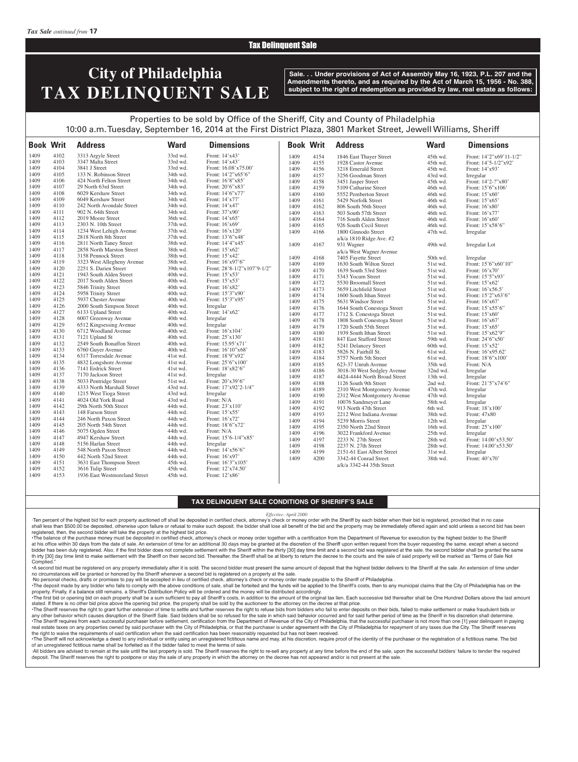*Tax Sale continued from* **17**

Tax Delinquent Sale

# City of Philadelphia TAX DELINQUENT SALE

**Sale. . . Under provisions of Act of Assembly May 16, 1923, P.L. 207 and the Amendments thereto, and as required by the Act of March 15, 1956 - No. 388, subject to the right of redemption as provided by law, real estate as follows:**

Properties to be sold by Office of the Sheriff, City and County of Philadelphia
10:00 a.m. Tuesday, September 16, 2014 at the First District Plaza, 3801 Market Street, Jewell Williams, Sheriff

| Book | Writ | Address | Ward | Dimensions |
|---|---|---|---|---|
| 1409 | 4102 | 3313 Argyle Street | 33rd wd. | Front: 14'x43' |
| 1409 | 4103 | 3347 Malta Street | 33rd wd. | Front: 14'x43' |
| 1409 | 4104 | 3841 J Street | 33rd wd. | Front: 16.08'x75.00' |
| 1409 | 4105 | 133 N. Robinson Street | 34th wd. | Front: 14'2"x65'6" |
| 1409 | 4106 | 424 North Felton Street | 34th wd. | Front: 16'8"x85' |
| 1409 | 4107 | 29 North 63rd Street | 34th wd. | Front: 20'6"x83' |
| 1409 | 4108 | 6029 Kershaw Street | 34th wd. | Front: 14'6"x77' |
| 1409 | 4109 | 6049 Kershaw Street | 34th wd. | Front: 14'x77' |
| 1409 | 4110 | 242 North Avondale Street | 34th wd. | Front: 14'x47' |
| 1409 | 4111 | 902 N. 64th Street | 34th wd. | Front: 37'x90' |
| 1409 | 4112 | 2019 Moore Street | 36th wd. | Front: 14'x65' |
| 1409 | 4113 | 2303 N. 10th Street | 37th wd. | Front: 16'x69' |
| 1409 | 4114 | 1234 West Lehigh Avenue | 37th wd. | Front: 16'x120' |
| 1409 | 4115 | 2818 North 8th Street | 37th wd. | Front: 13'6"x48' |
| 1409 | 4116 | 2811 North Taney Street | 38th wd. | Front: 14'4"x45' |
| 1409 | 4117 | 2858 North Marston Street | 38th wd. | Front: 15'x62' |
| 1409 | 4118 | 3158 Pennock Street | 38th wd. | Front: 15'x42' |
| 1409 | 4119 | 3323 West Allegheny Avenue | 38th wd. | Front: 16'x97'6" |
| 1409 | 4120 | 2251 S. Darien Street | 39th wd. | Front: 28'8-1/2"x107'9-1/2" |
| 1409 | 4121 | 1943 South Alden Street | 40th wd. | Front: 15'x53' |
| 1409 | 4122 | 2017 South Alden Street | 40th wd. | Front: 15'x53' |
| 1409 | 4123 | 5846 Trinity Street | 40th wd. | Front: 16'x82' |
| 1409 | 4124 | 5958 Trinity Street | 40th wd. | Front: 15'3"x90' |
| 1409 | 4125 | 5937 Chester Avenue | 40th wd. | Front: 15'3"x95' |
| 1409 | 4126 | 2000 South Simpson Street | 40th wd. | Irregular |
| 1409 | 4127 | 6133 Upland Street | 40th wd. | Front: 14'x62' |
| 1409 | 4128 | 6007 Greenway Avenue | 40th wd. | Irregular |
| 1409 | 4129 | 6512 Kingsessing Avenue | 40th wd. | Irregular |
| 1409 | 4130 | 6712 Woodland Avenue | 40th wd. | Front: 16'x104' |
| 1409 | 4131 | 7121 Upland St | 40th wd. | Front: 25'x130' |
| 1409 | 4132 | 2549 South Bonaffon Street | 40th wd. | Front: 15.95'x71' |
| 1409 | 4133 | 6760 Guyer Avenue | 40th wd. | Front: 16'10"x68' |
| 1409 | 4134 | 6317 Torresdale Avenue | 41st wd. | Front: 18'9"x92' |
| 1409 | 4135 | 4832 Longshore Avenue | 41st wd. | Front: 25'6"x100' |
| 1409 | 4136 | 7141 Erdrick Street | 41st wd. | Front: 18'x82'6" |
| 1409 | 4137 | 7170 Jackson Street | 41st wd. | Irregular |
| 1409 | 4138 | 5033 Pentridge Street | 51st wd. | Front: 20'x39'6" |
| 1409 | 4139 | 4333 North Marshall Street | 43rd wd. | Front: 17'x92'2-1/4" |
| 1409 | 4140 | 1215 West Tioga Street | 43rd wd. | Irregular |
| 1409 | 4141 | 4024 Old York Road | 43rd wd. | Front: N/A |
| 1409 | 4142 | 29th North 50th Street | 44th wd. | Front: 23'x110' |
| 1409 | 4143 | 148 Farson Street | 44th wd. | Front: 15'x55' |
| 1409 | 4144 | 246 North Paxon Street | 44th wd. | Front: 16'x72' |
| 1409 | 4145 | 205 North 54th Street | 44th wd. | Front: 18'6"x72' |
| 1409 | 4146 | 5075 Ogden Street | 44th wd. | Front: N/A |
| 1409 | 4147 | 4947 Kershaw Street | 44th wd. | Front: 15'6-1/4"x85' |
| 1409 | 4148 | 5156 Harlan Street | 44th wd. | Irregular |
| 1409 | 4149 | 548 North Paxon Street | 44th wd. | Front: 14'x56'6" |
| 1409 | 4150 | 442 North 52nd Street | 44th wd. | Front: 16'x97' |
| 1409 | 4151 | 3631 East Thompson Street | 45th wd. | Front: 16'3"x105' |
| 1409 | 4152 | 3616 Tulip Street | 45th wd. | Front: 12'x74.50' |
| 1409 | 4153 | 1936 East Westmoreland Street | 45th wd. | Front: 12'x86' |
| 1409 | 4154 | 1846 East Thayer Street | 45th wd. | Front: 14'2"x69'11-1/2" |
| 1409 | 4155 | 1928 Castor Avenue | 45th wd. | Front: 14'5-1/2"x92' |
| 1409 | 4156 | 3218 Emerald Street | 45th wd. | Front: 14'x93' |
| 1409 | 4157 | 3256 Goodman Street | 43rd wd. | Irregular |
| 1409 | 4158 | 3451 Jasper Street | 45th wd. | Front: 14'2-?"x80' |
| 1409 | 4159 | 5109 Catharine Street | 46th wd. | Front: 15'6"x106' |
| 1409 | 4160 | 5552 Pemberton Street | 46th wd. | Front: 15'x60' |
| 1409 | 4161 | 5429 Norfolk Street | 46th wd. | Front: 15'x65' |
| 1409 | 4162 | 806 South 56th Street | 46th wd. | Front: 16'x80' |
| 1409 | 4163 | 503 South 57th Street | 46th wd. | Front: 16'x77' |
| 1409 | 4164 | 716 South Alden Street | 46th wd. | Front: 16'x60' |
| 1409 | 4165 | 926 South Cecil Street | 46th wd. | Front: 15'x58'6" |
| 1409 | 4166 | 1800 Ginnodo Street a/k/a 1810 Ridge Ave. #2 | 47th wd. | Irregular |
| 1409 | 4167 | 931 Wagner a/k/a West Wagner Avenue | 49th wd. | Irregular Lot |
| 1409 | 4168 | 7405 Fayette Street | 50th wd. | Irregular |
| 1409 | 4169 | 1630 South Wilton Street | 51st wd. | Front: 15'6"x60'10" |
| 1409 | 4170 | 1639 South 53rd Strest | 51st wd. | Front: 16'x70' |
| 1409 | 4171 | 5343 Yocum Street | 51st wd. | Front: 15'5"x93' |
| 1409 | 4172 | 5530 Broomall Street | 51st wd. | Front: 15'x62' |
| 1409 | 4173 | 5659 Litchfield Street | 51st wd. | Front: 16'x56.5' |
| 1409 | 4174 | 1600 South Ithan Street | 51st wd. | Front: 15'2"x63'6" |
| 1409 | 4175 | 5631 Windsor Street | 51st wd. | Front: 16'x67' |
| 1409 | 4176 | 1644 South Conestoga Street | 51st wd. | Front: 15'x55'6" |
| 1409 | 4177 | 1712 S. Conestoga Street | 51st wd. | Front: 15'x60' |
| 1409 | 4178 | 1808 South Conestoga Street | 51st wd. | Front: 16'x67' |
| 1409 | 4179 | 1720 South 55th Street | 51st wd. | Front: 15'x65' |
| 1409 | 4180 | 1939 South Ithan Street | 51st wd. | Front: 15'x62'9" |
| 1409 | 4181 | 847 East Stafford Street | 59th wd. | Front: 24'6"x50' |
| 1409 | 4182 | 5241 Delancey Street | 60th wd. | Front: 15'x52' |
| 1409 | 4183 | 5826 N. Fairhill St. | 61st wd. | Front: 16'x95.62' |
| 1409 | 4184 | 5757 North 5th Street | 61st wd. | Front: 18'6"x100' |
| 1409 | 4185 | 623-37 Unruh Avenue | 35th wd. | Front: N/A |
| 1409 | 4186 | 3018-30 West Sedgley Avenue | 32nd wd. | Irregular |
| 1409 | 4187 | 4424-4444 North Broad Street | 13th wd. | Irregular |
| 1409 | 4188 | 1126 South 9th Street | 2nd wd. | Front: 21'5"x74'6" |
| 1409 | 4189 | 2310 West Montgomery Avenue | 47th wd. | Irregular |
| 1409 | 4190 | 2312 West Montgomery Avenue | 47th wd. | Irregular |
| 1409 | 4191 | 10076 Sandmeyer Lane | 58th wd. | Irregular |
| 1409 | 4192 | 913 North 47th Street | 6th wd. | Front: 18'x100' |
| 1409 | 4193 | 2212 West Indiana Avenue | 38th wd. | Front: 47x80 |
| 1409 | 4194 | 5239 Morris Street | 12th wd. | Irregular |
| 1409 | 4195 | 2350 North 22nd Street | 16th wd. | Front: 25'x100' |
| 1409 | 4196 | 3022 Frankford Avenue | 25th wd. | Irregular |
| 1409 | 4197 | 2233 N. 27th Street | 28th wd. | Front: 14.00'x53.50' |
| 1409 | 4198 | 2237 N. 27th Street | 28th wd. | Front: 14.00'x53.50' |
| 1409 | 4199 | 2151-61 East Albert Street | 31st wd. | Irregular |
| 1409 | 4200 | 3342-44 Conrad Street a/k/a 3342-44 35th Street | 38th wd. | Front: 40'x70' |

## TAX DELINQUENT SALE CONDITIONS OF SHERIFF'S SALE

*Effective: April 2000*

·Ten percent of the highest bid for each property auctioned off shall be deposited in certified check, attorney's check or money order with the Sheriff by each bidder when their bid is registered, provided that in no case shall less than $500.00 be deposited, otherwise upon failure or refusal to make such deposit, the bidder shall lose all benefit of the bid and the property may be immediately offered again and sold unless a second bid has been registered, then, the second bidder will take the property at the highest bid price.

•The balance of the purchase money must be deposited in certified check, attorney's check or money order together with a certification from the Department of Revenue for execution by the highest bidder to the Sheriff at his office within 30 days from the date of sale. An extension of time for an additional 30 days may be granted at the discretion of the Sheriff upon written request from the buyer requesting the same, except when a second bidder has been duly registered. Also, if the first bidder does not complete settlement with the Sheriff within the thirty [30] day time limit and a second bid was registered at the sale, the second bidder shall be granted the same th irty [30] day time limit to make settlement with the Sheriff on their second bid. Thereafter, the Sheriff shall be at liberty to return the decree to the courts and the sale of said property will be marked as "Terms of Sale Not Complied."

•A second bid must be registered on any property immediately after it is sold. The second bidder must present the same amount of deposit that the highest bidder delivers to the Sheriff at the sale. An extension of time under no circumstances will be granted or honored by the Sheriff whenever a second bid is registered on a property at the sale.

·No personal checks, drafts or promises to pay will be accepted in lieu of certified check, attorney's check or money order made payable to the Sheriff of Philadelphia .

•The deposit made by any bidder who fails to comply with the above conditions of sale, shall be forteited and the funds will be applied to the Sheriff's costs, then to any municipal claims that the City of Philadelphia has on the property. Finally, if a balance still remains, a Sheriff's Distribution Policy will be ordered and the money will be distributed accordingly.

•The first bid or opening bid on each property shall be a sum sufficient to pay all Sheriff's costs, in addition to the amount of the original tax lien. Each successive bid thereafter shall be One Hundred Dollars above the last amount stated. If there is no other bid price above the opening bid price, the property shall be sold by the auctioneer to the attorney on the decree at that price.

•The Sheriff reserves the right to grant further extension of time to settle and further reserves the right to refuse bids from bidders who fail to enter deposits on their bids, failed to make settlement or make fraudulent bids or any other behavior which causes disruption of the Sheriff Sale. Said bidders shall be so refused for the sale in which said behavior occurred and for said further period of time as the Sheriff in his discretion shall determine.

•The Sheriff requires from each successful purchaser before settlement, certification from the Department of Revenue of the City of Philadelphia, that the successful purchaser is not more than one [1] year delinquent in paying real estate taxes on any properties owned by said purchaser with the City of Philadelphia, or that the purchaser is under agreement with the City of Philadelphia for repayment of any taxes due the City. The Sheriff reserves the right to waive the requirements of said certification when the said certification has been reasonably requested but has not been received.

•The Sheriff will not acknowledge a deed to any individual or entity using an unregistered fictitious name and may, at his discretion, require proof of the identity of the purchaser or the registration of a fictitious name. The bid of an unregistered fictitious name shall be forfeited as if the bidder failed to meet the terms of sale.

·All bidders are advised to remain at the sale until the last property is sold. The Sheriff reserves the right to re-sell any property at any time before the end of the sale, upon the successful bidders' failure to tender the required deposit. The Sheriff reserves the right to postpone or stay the sale of any property in which the attorney on the decree has not appeared and/or is not present at the sale.